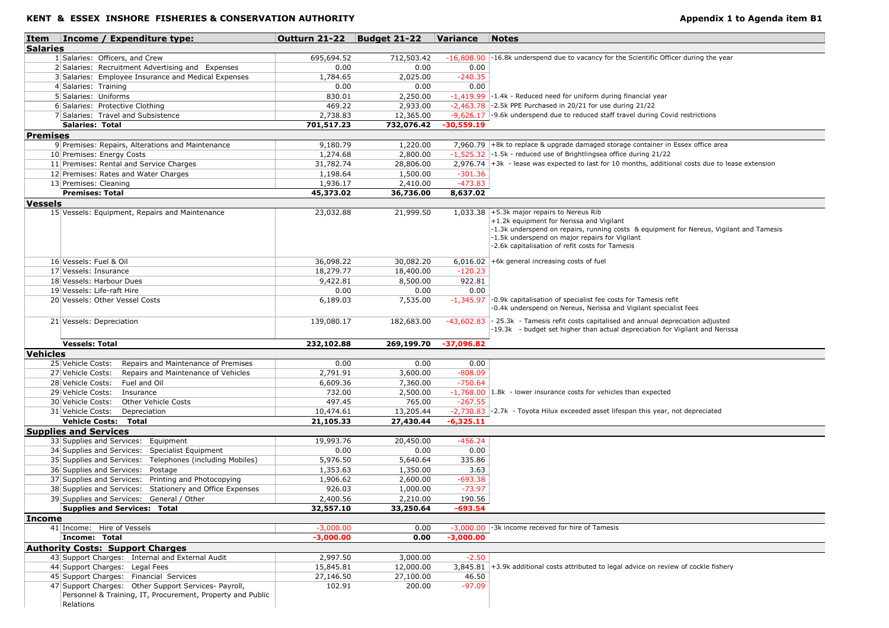**KENT & ESSEX INSHORE FISHERIES & CONSERVATION AUTHORITY**

**Appendix 1 to Agenda item B1**

| Item | Income / Expenditure type: | Outturn 21-22 | Budget 21-22 | Variance | Notes |
|---|---|---|---|---|---|
| **Salaries** | | | | | |
| 1 | Salaries: Officers, and Crew | 695,694.52 | 712,503.42 | -16,808.90 | -16.8k underspend due to vacancy for the Scientific Officer during the year |
| 2 | Salaries: Recruitment Advertising and Expenses | 0.00 | 0.00 | 0.00 | |
| 3 | Salaries: Employee Insurance and Medical Expenses | 1,784.65 | 2,025.00 | -240.35 | |
| 4 | Salaries: Training | 0.00 | 0.00 | 0.00 | |
| 5 | Salaries: Uniforms | 830.01 | 2,250.00 | -1,419.99 | -1.4k - Reduced need for uniform during financial year |
| 6 | Salaries: Protective Clothing | 469.22 | 2,933.00 | -2,463.78 | -2.5k PPE Purchased in 20/21 for use during 21/22 |
| 7 | Salaries: Travel and Subsistence | 2,738.83 | 12,365.00 | -9,626.17 | -9.6k underspend due to reduced staff travel during Covid restrictions |
| | **Salaries: Total** | **701,517.23** | **732,076.42** | **-30,559.19** | |
| **Premises** | | | | | |
| 9 | Premises: Repairs, Alterations and Maintenance | 9,180.79 | 1,220.00 | 7,960.79 | +8k to replace & upgrade damaged storage container in Essex office area |
| 10 | Premises: Energy Costs | 1,274.68 | 2,800.00 | -1,525.32 | -1.5k - reduced use of Brightlingsea office during 21/22 |
| 11 | Premises: Rental and Service Charges | 31,782.74 | 28,806.00 | 2,976.74 | +3k - lease was expected to last for 10 months, additional costs due to lease extension |
| 12 | Premises: Rates and Water Charges | 1,198.64 | 1,500.00 | -301.36 | |
| 13 | Premises: Cleaning | 1,936.17 | 2,410.00 | -473.83 | |
| | **Premises: Total** | **45,373.02** | **36,736.00** | **8,637.02** | |
| **Vessels** | | | | | |
| 15 | Vessels: Equipment, Repairs and Maintenance | 23,032.88 | 21,999.50 | 1,033.38 | +5.3k major repairs to Nereus Rib<br>+1.2k equipment for Nerissa and Vigilant<br>-1.3k underspend on repairs, running costs & equipment for Nereus, Vigilant and Tamesis<br>-1.5k underspend on major repairs for Vigilant<br>-2.6k capitalisation of refit costs for Tamesis |
| 16 | Vessels: Fuel & Oil | 36,098.22 | 30,082.20 | 6,016.02 | +6k general increasing costs of fuel |
| 17 | Vessels: Insurance | 18,279.77 | 18,400.00 | -120.23 | |
| 18 | Vessels: Harbour Dues | 9,422.81 | 8,500.00 | 922.81 | |
| 19 | Vessels: Life-raft Hire | 0.00 | 0.00 | 0.00 | |
| 20 | Vessels: Other Vessel Costs | 6,189.03 | 7,535.00 | -1,345.97 | -0.9k capitalisation of specialist fee costs for Tamesis refit<br>-0.4k underspend on Nereus, Nerissa and Vigilant specialist fees |
| 21 | Vessels: Depreciation | 139,080.17 | 182,683.00 | -43,602.83 | - 25.3k - Tamesis refit costs capitalised and annual depreciation adjusted<br>-19.3k - budget set higher than actual depreciation for Vigilant and Nerissa |
| | **Vessels: Total** | **232,102.88** | **269,199.70** | **-37,096.82** | |
| **Vehicles** | | | | | |
| 25 | Vehicle Costs: Repairs and Maintenance of Premises | 0.00 | 0.00 | 0.00 | |
| 27 | Vehicle Costs: Repairs and Maintenance of Vehicles | 2,791.91 | 3,600.00 | -808.09 | |
| 28 | Vehicle Costs: Fuel and Oil | 6,609.36 | 7,360.00 | -750.64 | |
| 29 | Vehicle Costs: Insurance | 732.00 | 2,500.00 | -1,768.00 | 1.8k - lower insurance costs for vehicles than expected |
| 30 | Vehicle Costs: Other Vehicle Costs | 497.45 | 765.00 | -267.55 | |
| 31 | Vehicle Costs: Depreciation | 10,474.61 | 13,205.44 | -2,730.83 | -2.7k - Toyota Hilux exceeded asset lifespan this year, not depreciated |
| | **Vehicle Costs: Total** | **21,105.33** | **27,430.44** | **-6,325.11** | |
| **Supplies and Services** | | | | | |
| 33 | Supplies and Services: Equipment | 19,993.76 | 20,450.00 | -456.24 | |
| 34 | Supplies and Services: Specialist Equipment | 0.00 | 0.00 | 0.00 | |
| 35 | Supplies and Services: Telephones (including Mobiles) | 5,976.50 | 5,640.64 | 335.86 | |
| 36 | Supplies and Services: Postage | 1,353.63 | 1,350.00 | 3.63 | |
| 37 | Supplies and Services: Printing and Photocopying | 1,906.62 | 2,600.00 | -693.38 | |
| 38 | Supplies and Services: Stationery and Office Expenses | 926.03 | 1,000.00 | -73.97 | |
| 39 | Supplies and Services: General / Other | 2,400.56 | 2,210.00 | 190.56 | |
| | **Supplies and Services: Total** | **32,557.10** | **33,250.64** | **-693.54** | |
| **Income** | | | | | |
| 41 | Income: Hire of Vessels | -3,000.00 | 0.00 | -3,000.00 | -3k income received for hire of Tamesis |
| | **Income: Total** | **-3,000.00** | **0.00** | **-3,000.00** | |
| **Authority Costs: Support Charges** | | | | | |
| 43 | Support Charges: Internal and External Audit | 2,997.50 | 3,000.00 | -2.50 | |
| 44 | Support Charges: Legal Fees | 15,845.81 | 12,000.00 | 3,845.81 | +3.9k additional costs attributed to legal advice on review of cockle fishery |
| 45 | Support Charges: Financial Services | 27,146.50 | 27,100.00 | 46.50 | |
| 47 | Support Charges: Other Support Services- Payroll, Personnel & Training, IT, Procurement, Property and Public Relations | 102.91 | 200.00 | -97.09 | |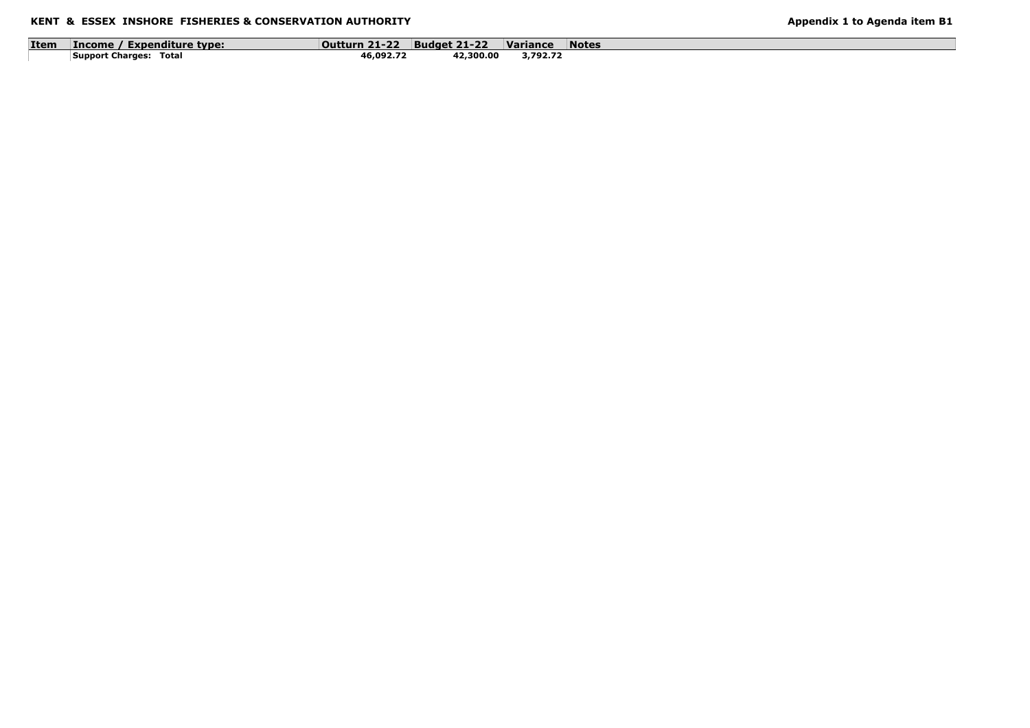| Item | Income / Expenditure type: | Outturn 21-22 | Budget 21-22 | Variance | Notes |
|---|---|---|---|---|---|
| | **Support Charges: Total** | **46,092.72** | **42,300.00** | **3,792.72** | |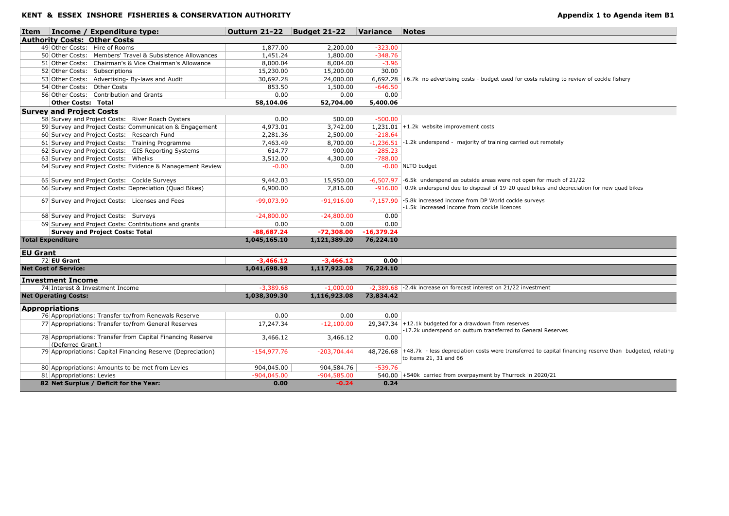**KENT & ESSEX INSHORE FISHERIES & CONSERVATION AUTHORITY** **Appendix 1 to Agenda item B1**

| Item | Income / Expenditure type: | Outturn 21-22 | Budget 21-22 | Variance | Notes |
|---|---|---|---|---|---|
| **Authority Costs: Other Costs** | | | | | |
| 49 | Other Costs: Hire of Rooms | 1,877.00 | 2,200.00 | -323.00 | |
| 50 | Other Costs: Members' Travel & Subsistence Allowances | 1,451.24 | 1,800.00 | -348.76 | |
| 51 | Other Costs: Chairman's & Vice Chairman's Allowance | 8,000.04 | 8,004.00 | -3.96 | |
| 52 | Other Costs: Subscriptions | 15,230.00 | 15,200.00 | 30.00 | |
| 53 | Other Costs: Advertising- By-laws and Audit | 30,692.28 | 24,000.00 | 6,692.28 | +6.7k no advertising costs - budget used for costs relating to review of cockle fishery |
| 54 | Other Costs: Other Costs | 853.50 | 1,500.00 | -646.50 | |
| 56 | Other Costs: Contribution and Grants | 0.00 | 0.00 | 0.00 | |
| | **Other Costs: Total** | **58,104.06** | **52,704.00** | **5,400.06** | |
| **Survey and Project Costs** | | | | | |
| 58 | Survey and Project Costs: River Roach Oysters | 0.00 | 500.00 | -500.00 | |
| 59 | Survey and Project Costs: Communication & Engagement | 4,973.01 | 3,742.00 | 1,231.01 | +1.2k website improvement costs |
| 60 | Survey and Project Costs: Research Fund | 2,281.36 | 2,500.00 | -218.64 | |
| 61 | Survey and Project Costs: Training Programme | 7,463.49 | 8,700.00 | -1,236.51 | -1.2k underspend - majority of training carried out remotely |
| 62 | Survey and Project Costs: GIS Reporting Systems | 614.77 | 900.00 | -285.23 | |
| 63 | Survey and Project Costs: Whelks | 3,512.00 | 4,300.00 | -788.00 | |
| 64 | Survey and Project Costs: Evidence & Management Review | -0.00 | 0.00 | -0.00 | NLTO budget |
| 65 | Survey and Project Costs: Cockle Surveys | 9,442.03 | 15,950.00 | -6,507.97 | -6.5k underspend as outside areas were not open for much of 21/22 |
| 66 | Survey and Project Costs: Depreciation (Quad Bikes) | 6,900.00 | 7,816.00 | -916.00 | -0.9k underspend due to disposal of 19-20 quad bikes and depreciation for new quad bikes |
| 67 | Survey and Project Costs: Licenses and Fees | -99,073.90 | -91,916.00 | -7,157.90 | -5.8k increased income from DP World cockle surveys<br>-1.5k increased income from cockle licences |
| 68 | Survey and Project Costs: Surveys | -24,800.00 | -24,800.00 | 0.00 | |
| 69 | Survey and Project Costs: Contributions and grants | 0.00 | 0.00 | 0.00 | |
| | **Survey and Project Costs: Total** | **-88,687.24** | **-72,308.00** | **-16,379.24** | |
| **Total Expenditure** | | **1,045,165.10** | **1,121,389.20** | **76,224.10** | |
| **EU Grant** | | | | | |
| 72 | **EU Grant** | **-3,466.12** | **-3,466.12** | **0.00** | |
| **Net Cost of Service:** | | **1,041,698.98** | **1,117,923.08** | **76,224.10** | |
| **Investment Income** | | | | | |
| 74 | Interest & Investment Income | -3,389.68 | -1,000.00 | -2,389.68 | -2.4k increase on forecast interest on 21/22 investment |
| **Net Operating Costs:** | | **1,038,309.30** | **1,116,923.08** | **73,834.42** | |
| **Appropriations** | | | | | |
| 76 | Appropriations: Transfer to/from Renewals Reserve | 0.00 | 0.00 | 0.00 | |
| 77 | Appropriations: Transfer to/from General Reserves | 17,247.34 | -12,100.00 | 29,347.34 | +12.1k budgeted for a drawdown from reserves<br>-17.2k underspend on outturn transferred to General Reserves |
| 78 | Appropriations: Transfer from Capital Financing Reserve (Deferred Grant.) | 3,466.12 | 3,466.12 | 0.00 | |
| 79 | Appropriations: Capital Financing Reserve (Depreciation) | -154,977.76 | -203,704.44 | 48,726.68 | +48.7k - less depreciation costs were transferred to capital financing reserve than budgeted, relating to items 21, 31 and 66 |
| 80 | Appropriations: Amounts to be met from Levies | 904,045.00 | 904,584.76 | -539.76 | |
| 81 | Appropriations: Levies | -904,045.00 | -904,585.00 | 540.00 | +540k carried from overpayment by Thurrock in 2020/21 |
| 82 | **Net Surplus / Deficit for the Year:** | **0.00** | **-0.24** | **0.24** | |